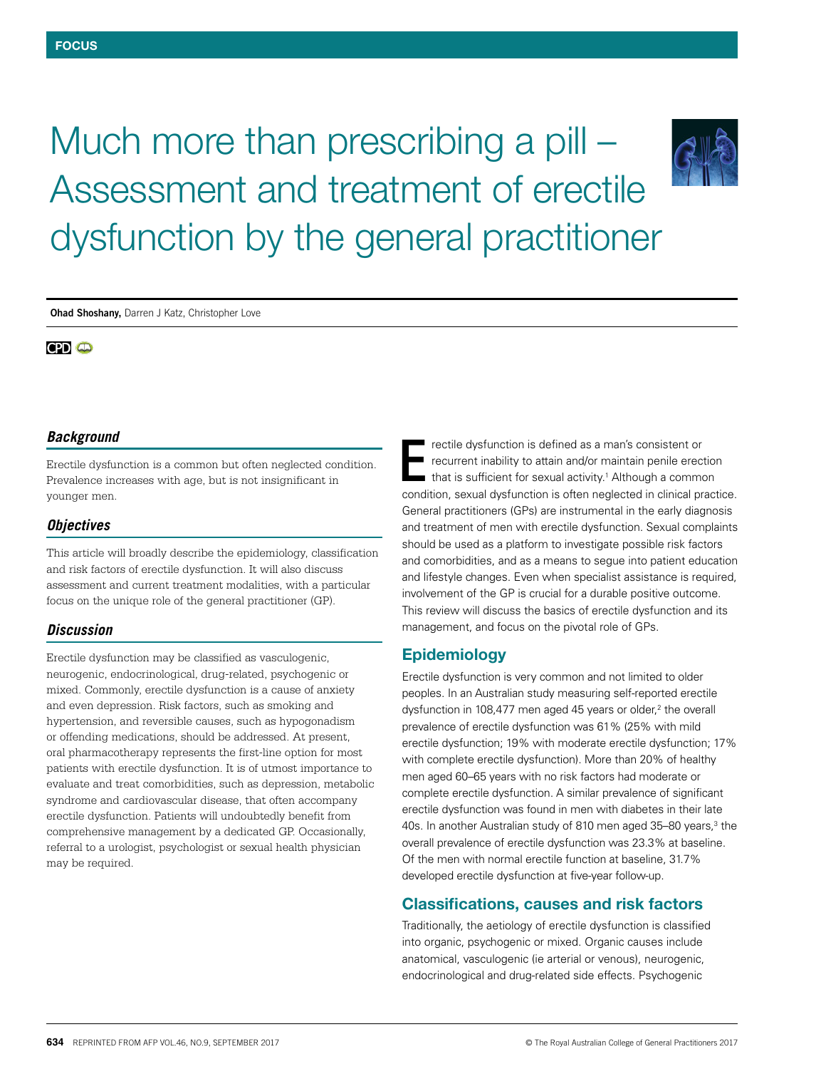FOCUS

# Much more than prescribing a pill – Assessment and treatment of erectile dysfunction by the general practitioner

**Ohad Shoshany,** Darren J Katz, Christopher Love

CPD

### *Background*

Erectile dysfunction is a common but often neglected condition. Prevalence increases with age, but is not insignificant in younger men.

### *Objectives*

This article will broadly describe the epidemiology, classification and risk factors of erectile dysfunction. It will also discuss assessment and current treatment modalities, with a particular focus on the unique role of the general practitioner (GP).

### *Discussion*

Erectile dysfunction may be classified as vasculogenic, neurogenic, endocrinological, drug-related, psychogenic or mixed. Commonly, erectile dysfunction is a cause of anxiety and even depression. Risk factors, such as smoking and hypertension, and reversible causes, such as hypogonadism or offending medications, should be addressed. At present, oral pharmacotherapy represents the first-line option for most patients with erectile dysfunction. It is of utmost importance to evaluate and treat comorbidities, such as depression, metabolic syndrome and cardiovascular disease, that often accompany erectile dysfunction. Patients will undoubtedly benefit from comprehensive management by a dedicated GP. Occasionally, referral to a urologist, psychologist or sexual health physician may be required.

Erectile dysfunction is defined as a man's consistent or recurrent inability to attain and/or maintain penile erection that is sufficient for sexual activity.[1] Although a common condition, sexual dysfunction is often neglected in clinical practice. General practitioners (GPs) are instrumental in the early diagnosis and treatment of men with erectile dysfunction. Sexual complaints should be used as a platform to investigate possible risk factors and comorbidities, and as a means to segue into patient education and lifestyle changes. Even when specialist assistance is required, involvement of the GP is crucial for a durable positive outcome. This review will discuss the basics of erectile dysfunction and its management, and focus on the pivotal role of GPs.

## Epidemiology

Erectile dysfunction is very common and not limited to older peoples. In an Australian study measuring self-reported erectile dysfunction in 108,477 men aged 45 years or older,[2] the overall prevalence of erectile dysfunction was 61% (25% with mild erectile dysfunction; 19% with moderate erectile dysfunction; 17% with complete erectile dysfunction). More than 20% of healthy men aged 60–65 years with no risk factors had moderate or complete erectile dysfunction. A similar prevalence of significant erectile dysfunction was found in men with diabetes in their late 40s. In another Australian study of 810 men aged 35–80 years,[3] the overall prevalence of erectile dysfunction was 23.3% at baseline. Of the men with normal erectile function at baseline, 31.7% developed erectile dysfunction at five-year follow-up.

## Classifications, causes and risk factors

Traditionally, the aetiology of erectile dysfunction is classified into organic, psychogenic or mixed. Organic causes include anatomical, vasculogenic (ie arterial or venous), neurogenic, endocrinological and drug-related side effects. Psychogenic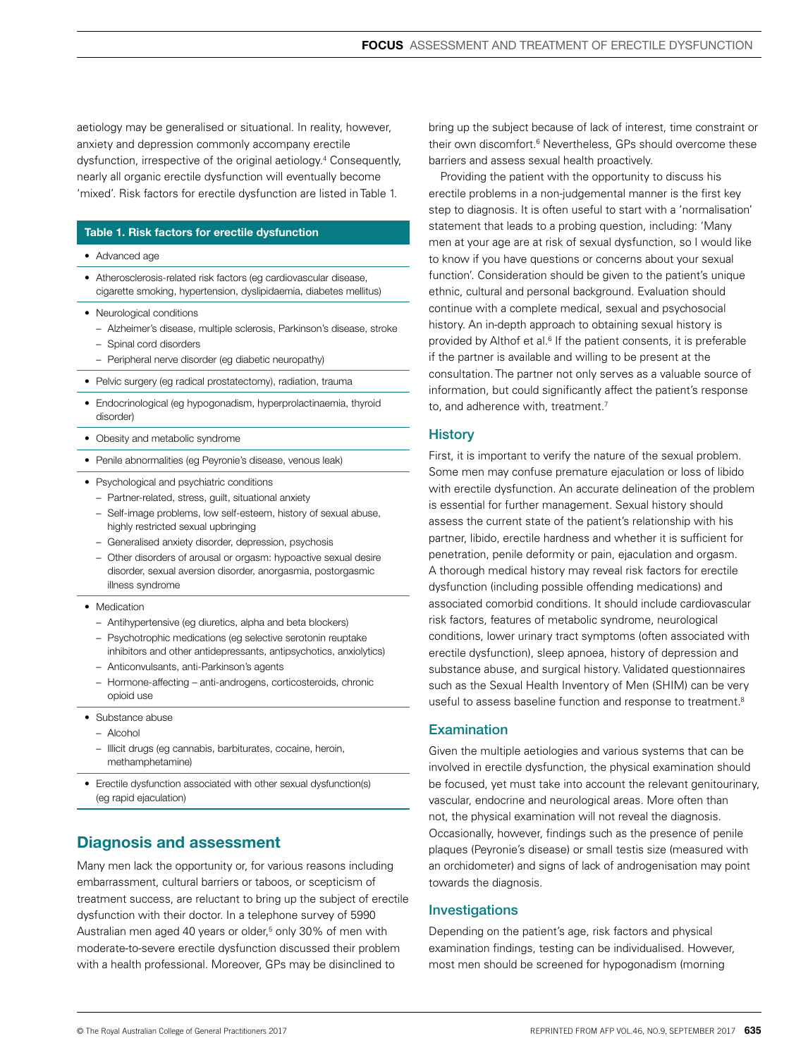aetiology may be generalised or situational. In reality, however, anxiety and depression commonly accompany erectile dysfunction, irrespective of the original aetiology.[4] Consequently, nearly all organic erectile dysfunction will eventually become 'mixed'. Risk factors for erectile dysfunction are listed in Table 1.

**Table 1. Risk factors for erectile dysfunction**

- Advanced age
- Atherosclerosis-related risk factors (eg cardiovascular disease, cigarette smoking, hypertension, dyslipidaemia, diabetes mellitus)
- Neurological conditions
  - Alzheimer's disease, multiple sclerosis, Parkinson's disease, stroke
  - Spinal cord disorders
  - Peripheral nerve disorder (eg diabetic neuropathy)
- Pelvic surgery (eg radical prostatectomy), radiation, trauma
- Endocrinological (eg hypogonadism, hyperprolactinaemia, thyroid disorder)
- Obesity and metabolic syndrome
- Penile abnormalities (eg Peyronie's disease, venous leak)
- Psychological and psychiatric conditions
  - Partner-related, stress, guilt, situational anxiety
  - Self-image problems, low self-esteem, history of sexual abuse, highly restricted sexual upbringing
  - Generalised anxiety disorder, depression, psychosis
  - Other disorders of arousal or orgasm: hypoactive sexual desire disorder, sexual aversion disorder, anorgasmia, postorgasmic illness syndrome
- Medication
  - Antihypertensive (eg diuretics, alpha and beta blockers)
  - Psychotrophic medications (eg selective serotonin reuptake inhibitors and other antidepressants, antipsychotics, anxiolytics)
  - Anticonvulsants, anti-Parkinson's agents
  - Hormone-affecting – anti-androgens, corticosteroids, chronic opioid use
- Substance abuse
  - Alcohol
  - Illicit drugs (eg cannabis, barbiturates, cocaine, heroin, methamphetamine)
- Erectile dysfunction associated with other sexual dysfunction(s) (eg rapid ejaculation)

## Diagnosis and assessment

Many men lack the opportunity or, for various reasons including embarrassment, cultural barriers or taboos, or scepticism of treatment success, are reluctant to bring up the subject of erectile dysfunction with their doctor. In a telephone survey of 5990 Australian men aged 40 years or older,[5] only 30% of men with moderate-to-severe erectile dysfunction discussed their problem with a health professional. Moreover, GPs may be disinclined to bring up the subject because of lack of interest, time constraint or their own discomfort.[6] Nevertheless, GPs should overcome these barriers and assess sexual health proactively.

Providing the patient with the opportunity to discuss his erectile problems in a non-judgemental manner is the first key step to diagnosis. It is often useful to start with a 'normalisation' statement that leads to a probing question, including: 'Many men at your age are at risk of sexual dysfunction, so I would like to know if you have questions or concerns about your sexual function'. Consideration should be given to the patient's unique ethnic, cultural and personal background. Evaluation should continue with a complete medical, sexual and psychosocial history. An in-depth approach to obtaining sexual history is provided by Althof et al.[6] If the patient consents, it is preferable if the partner is available and willing to be present at the consultation. The partner not only serves as a valuable source of information, but could significantly affect the patient's response to, and adherence with, treatment.[7]

### History

First, it is important to verify the nature of the sexual problem. Some men may confuse premature ejaculation or loss of libido with erectile dysfunction. An accurate delineation of the problem is essential for further management. Sexual history should assess the current state of the patient's relationship with his partner, libido, erectile hardness and whether it is sufficient for penetration, penile deformity or pain, ejaculation and orgasm. A thorough medical history may reveal risk factors for erectile dysfunction (including possible offending medications) and associated comorbid conditions. It should include cardiovascular risk factors, features of metabolic syndrome, neurological conditions, lower urinary tract symptoms (often associated with erectile dysfunction), sleep apnoea, history of depression and substance abuse, and surgical history. Validated questionnaires such as the Sexual Health Inventory of Men (SHIM) can be very useful to assess baseline function and response to treatment.[8]

### Examination

Given the multiple aetiologies and various systems that can be involved in erectile dysfunction, the physical examination should be focused, yet must take into account the relevant genitourinary, vascular, endocrine and neurological areas. More often than not, the physical examination will not reveal the diagnosis. Occasionally, however, findings such as the presence of penile plaques (Peyronie's disease) or small testis size (measured with an orchidometer) and signs of lack of androgenisation may point towards the diagnosis.

### Investigations

Depending on the patient's age, risk factors and physical examination findings, testing can be individualised. However, most men should be screened for hypogonadism (morning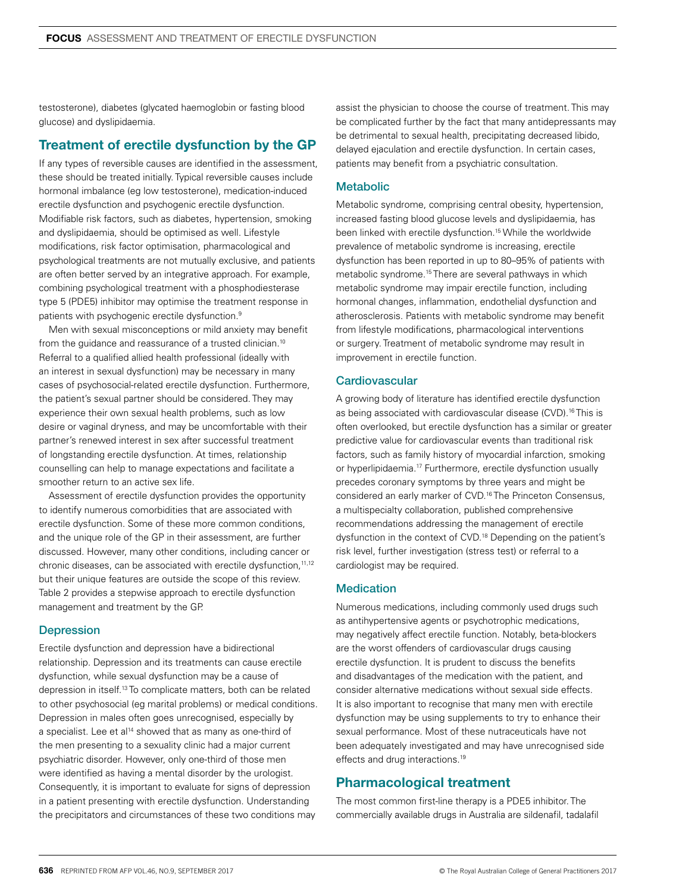testosterone), diabetes (glycated haemoglobin or fasting blood glucose) and dyslipidaemia.

## Treatment of erectile dysfunction by the GP

If any types of reversible causes are identified in the assessment, these should be treated initially. Typical reversible causes include hormonal imbalance (eg low testosterone), medication-induced erectile dysfunction and psychogenic erectile dysfunction. Modifiable risk factors, such as diabetes, hypertension, smoking and dyslipidaemia, should be optimised as well. Lifestyle modifications, risk factor optimisation, pharmacological and psychological treatments are not mutually exclusive, and patients are often better served by an integrative approach. For example, combining psychological treatment with a phosphodiesterase type 5 (PDE5) inhibitor may optimise the treatment response in patients with psychogenic erectile dysfunction.[9]

Men with sexual misconceptions or mild anxiety may benefit from the guidance and reassurance of a trusted clinician.[10] Referral to a qualified allied health professional (ideally with an interest in sexual dysfunction) may be necessary in many cases of psychosocial-related erectile dysfunction. Furthermore, the patient's sexual partner should be considered. They may experience their own sexual health problems, such as low desire or vaginal dryness, and may be uncomfortable with their partner's renewed interest in sex after successful treatment of longstanding erectile dysfunction. At times, relationship counselling can help to manage expectations and facilitate a smoother return to an active sex life.

Assessment of erectile dysfunction provides the opportunity to identify numerous comorbidities that are associated with erectile dysfunction. Some of these more common conditions, and the unique role of the GP in their assessment, are further discussed. However, many other conditions, including cancer or chronic diseases, can be associated with erectile dysfunction,[11,12] but their unique features are outside the scope of this review. Table 2 provides a stepwise approach to erectile dysfunction management and treatment by the GP.

### Depression

Erectile dysfunction and depression have a bidirectional relationship. Depression and its treatments can cause erectile dysfunction, while sexual dysfunction may be a cause of depression in itself.[13] To complicate matters, both can be related to other psychosocial (eg marital problems) or medical conditions. Depression in males often goes unrecognised, especially by a specialist. Lee et al[14] showed that as many as one-third of the men presenting to a sexuality clinic had a major current psychiatric disorder. However, only one-third of those men were identified as having a mental disorder by the urologist. Consequently, it is important to evaluate for signs of depression in a patient presenting with erectile dysfunction. Understanding the precipitators and circumstances of these two conditions may assist the physician to choose the course of treatment. This may be complicated further by the fact that many antidepressants may be detrimental to sexual health, precipitating decreased libido, delayed ejaculation and erectile dysfunction. In certain cases, patients may benefit from a psychiatric consultation.

### Metabolic

Metabolic syndrome, comprising central obesity, hypertension, increased fasting blood glucose levels and dyslipidaemia, has been linked with erectile dysfunction.[15] While the worldwide prevalence of metabolic syndrome is increasing, erectile dysfunction has been reported in up to 80–95% of patients with metabolic syndrome.[15] There are several pathways in which metabolic syndrome may impair erectile function, including hormonal changes, inflammation, endothelial dysfunction and atherosclerosis. Patients with metabolic syndrome may benefit from lifestyle modifications, pharmacological interventions or surgery. Treatment of metabolic syndrome may result in improvement in erectile function.

### Cardiovascular

A growing body of literature has identified erectile dysfunction as being associated with cardiovascular disease (CVD).[16] This is often overlooked, but erectile dysfunction has a similar or greater predictive value for cardiovascular events than traditional risk factors, such as family history of myocardial infarction, smoking or hyperlipidaemia.[17] Furthermore, erectile dysfunction usually precedes coronary symptoms by three years and might be considered an early marker of CVD.[16] The Princeton Consensus, a multispecialty collaboration, published comprehensive recommendations addressing the management of erectile dysfunction in the context of CVD.[18] Depending on the patient's risk level, further investigation (stress test) or referral to a cardiologist may be required.

### Medication

Numerous medications, including commonly used drugs such as antihypertensive agents or psychotrophic medications, may negatively affect erectile function. Notably, beta-blockers are the worst offenders of cardiovascular drugs causing erectile dysfunction. It is prudent to discuss the benefits and disadvantages of the medication with the patient, and consider alternative medications without sexual side effects. It is also important to recognise that many men with erectile dysfunction may be using supplements to try to enhance their sexual performance. Most of these nutraceuticals have not been adequately investigated and may have unrecognised side effects and drug interactions.[19]

## Pharmacological treatment

The most common first-line therapy is a PDE5 inhibitor. The commercially available drugs in Australia are sildenafil, tadalafil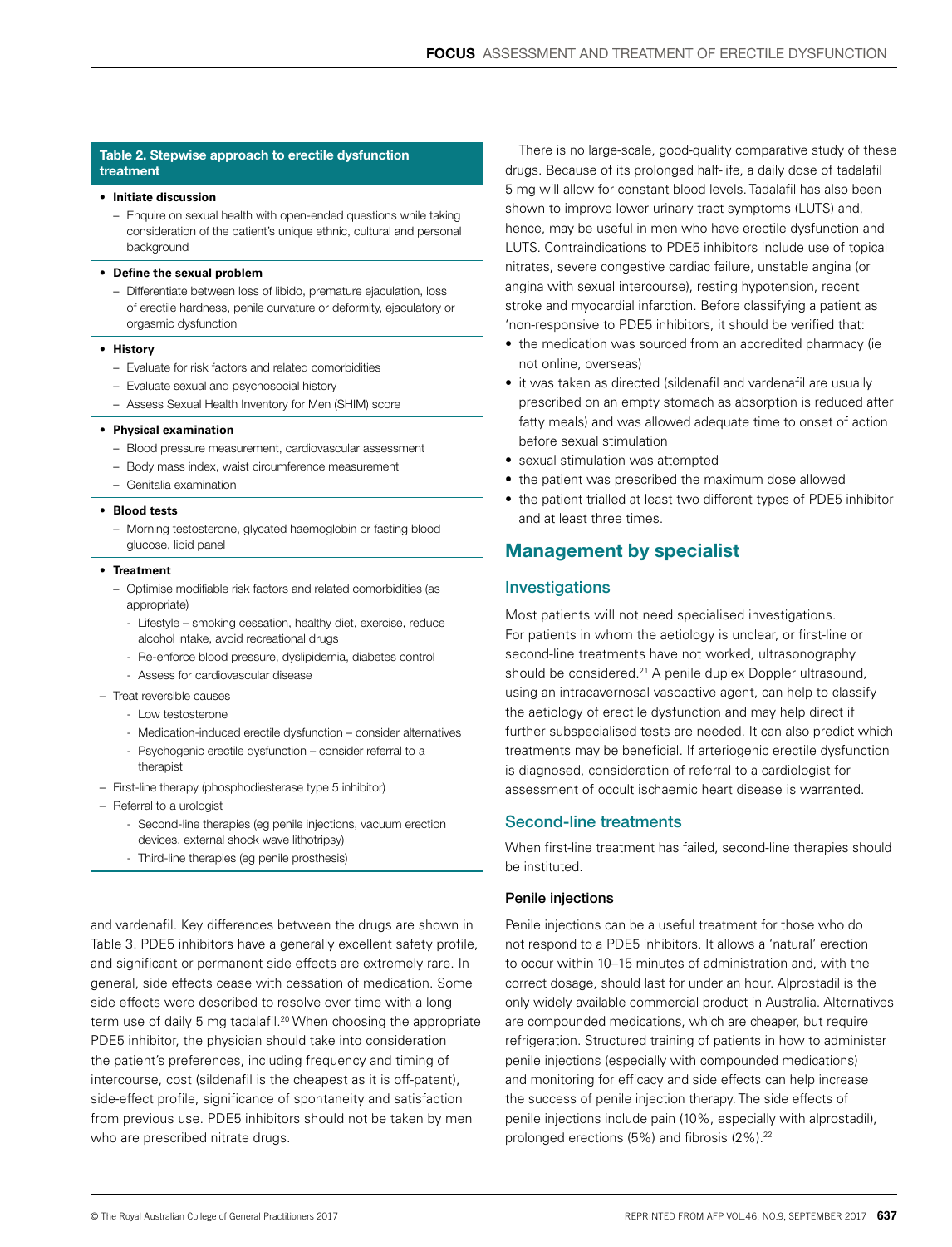**Table 2. Stepwise approach to erectile dysfunction treatment**

- **Initiate discussion**
  - Enquire on sexual health with open-ended questions while taking consideration of the patient's unique ethnic, cultural and personal background
- **Define the sexual problem**
  - Differentiate between loss of libido, premature ejaculation, loss of erectile hardness, penile curvature or deformity, ejaculatory or orgasmic dysfunction
- **History**
  - Evaluate for risk factors and related comorbidities
  - Evaluate sexual and psychosocial history
  - Assess Sexual Health Inventory for Men (SHIM) score
- **Physical examination**
  - Blood pressure measurement, cardiovascular assessment
  - Body mass index, waist circumference measurement
  - Genitalia examination
- **Blood tests**
  - Morning testosterone, glycated haemoglobin or fasting blood glucose, lipid panel
- **Treatment**
  - Optimise modifiable risk factors and related comorbidities (as appropriate)
    - Lifestyle – smoking cessation, healthy diet, exercise, reduce alcohol intake, avoid recreational drugs
    - Re-enforce blood pressure, dyslipidemia, diabetes control
    - Assess for cardiovascular disease
  - Treat reversible causes
    - Low testosterone
    - Medication-induced erectile dysfunction – consider alternatives
    - Psychogenic erectile dysfunction – consider referral to a therapist
  - First-line therapy (phosphodiesterase type 5 inhibitor)
  - Referral to a urologist
    - Second-line therapies (eg penile injections, vacuum erection devices, external shock wave lithotripsy)
    - Third-line therapies (eg penile prosthesis)

and vardenafil. Key differences between the drugs are shown in Table 3. PDE5 inhibitors have a generally excellent safety profile, and significant or permanent side effects are extremely rare. In general, side effects cease with cessation of medication. Some side effects were described to resolve over time with a long term use of daily 5 mg tadalafil.[20] When choosing the appropriate PDE5 inhibitor, the physician should take into consideration the patient's preferences, including frequency and timing of intercourse, cost (sildenafil is the cheapest as it is off-patent), side-effect profile, significance of spontaneity and satisfaction from previous use. PDE5 inhibitors should not be taken by men who are prescribed nitrate drugs.

There is no large-scale, good-quality comparative study of these drugs. Because of its prolonged half-life, a daily dose of tadalafil 5 mg will allow for constant blood levels. Tadalafil has also been shown to improve lower urinary tract symptoms (LUTS) and, hence, may be useful in men who have erectile dysfunction and LUTS. Contraindications to PDE5 inhibitors include use of topical nitrates, severe congestive cardiac failure, unstable angina (or angina with sexual intercourse), resting hypotension, recent stroke and myocardial infarction. Before classifying a patient as 'non-responsive to PDE5 inhibitors, it should be verified that:

- the medication was sourced from an accredited pharmacy (ie not online, overseas)
- it was taken as directed (sildenafil and vardenafil are usually prescribed on an empty stomach as absorption is reduced after fatty meals) and was allowed adequate time to onset of action before sexual stimulation
- sexual stimulation was attempted
- the patient was prescribed the maximum dose allowed
- the patient trialled at least two different types of PDE5 inhibitor and at least three times.

## Management by specialist

### Investigations

Most patients will not need specialised investigations. For patients in whom the aetiology is unclear, or first-line or second-line treatments have not worked, ultrasonography should be considered.[21] A penile duplex Doppler ultrasound, using an intracavernosal vasoactive agent, can help to classify the aetiology of erectile dysfunction and may help direct if further subspecialised tests are needed. It can also predict which treatments may be beneficial. If arteriogenic erectile dysfunction is diagnosed, consideration of referral to a cardiologist for assessment of occult ischaemic heart disease is warranted.

### Second-line treatments

When first-line treatment has failed, second-line therapies should be instituted.

#### Penile injections

Penile injections can be a useful treatment for those who do not respond to a PDE5 inhibitors. It allows a 'natural' erection to occur within 10–15 minutes of administration and, with the correct dosage, should last for under an hour. Alprostadil is the only widely available commercial product in Australia. Alternatives are compounded medications, which are cheaper, but require refrigeration. Structured training of patients in how to administer penile injections (especially with compounded medications) and monitoring for efficacy and side effects can help increase the success of penile injection therapy. The side effects of penile injections include pain (10%, especially with alprostadil), prolonged erections (5%) and fibrosis (2%).[22]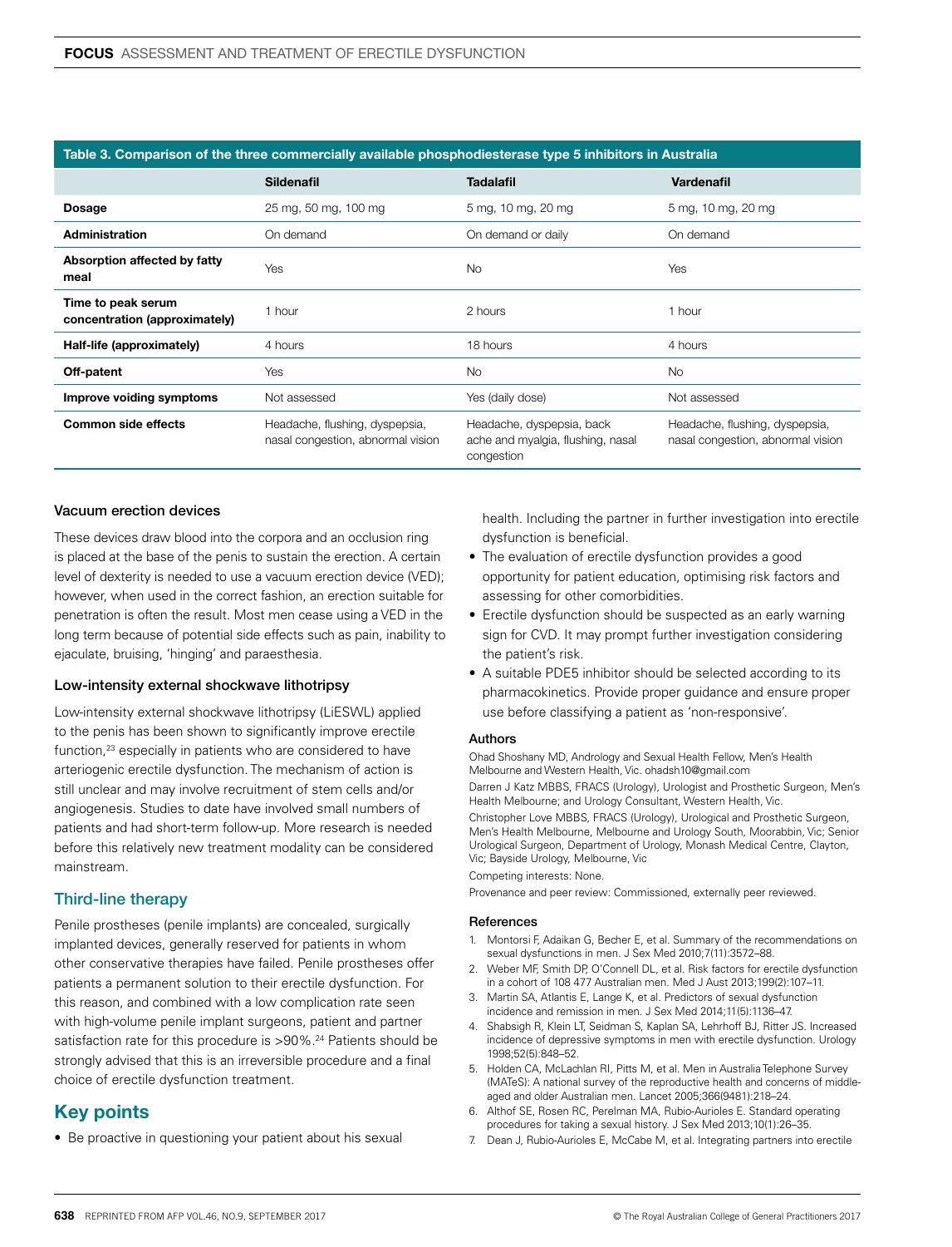**Table 3. Comparison of the three commercially available phosphodiesterase type 5 inhibitors in Australia**

| | Sildenafil | Tadalafil | Vardenafil |
|---|---|---|---|
| **Dosage** | 25 mg, 50 mg, 100 mg | 5 mg, 10 mg, 20 mg | 5 mg, 10 mg, 20 mg |
| **Administration** | On demand | On demand or daily | On demand |
| **Absorption affected by fatty meal** | Yes | No | Yes |
| **Time to peak serum concentration (approximately)** | 1 hour | 2 hours | 1 hour |
| **Half-life (approximately)** | 4 hours | 18 hours | 4 hours |
| **Off-patent** | Yes | No | No |
| **Improve voiding symptoms** | Not assessed | Yes (daily dose) | Not assessed |
| **Common side effects** | Headache, flushing, dyspepsia, nasal congestion, abnormal vision | Headache, dyspepsia, back ache and myalgia, flushing, nasal congestion | Headache, flushing, dyspepsia, nasal congestion, abnormal vision |

### Vacuum erection devices

These devices draw blood into the corpora and an occlusion ring is placed at the base of the penis to sustain the erection. A certain level of dexterity is needed to use a vacuum erection device (VED); however, when used in the correct fashion, an erection suitable for penetration is often the result. Most men cease using a VED in the long term because of potential side effects such as pain, inability to ejaculate, bruising, 'hinging' and paraesthesia.

### Low-intensity external shockwave lithotripsy

Low-intensity external shockwave lithotripsy (LiESWL) applied to the penis has been shown to significantly improve erectile function,[23] especially in patients who are considered to have arteriogenic erectile dysfunction. The mechanism of action is still unclear and may involve recruitment of stem cells and/or angiogenesis. Studies to date have involved small numbers of patients and had short-term follow-up. More research is needed before this relatively new treatment modality can be considered mainstream.

## Third-line therapy

Penile prostheses (penile implants) are concealed, surgically implanted devices, generally reserved for patients in whom other conservative therapies have failed. Penile prostheses offer patients a permanent solution to their erectile dysfunction. For this reason, and combined with a low complication rate seen with high-volume penile implant surgeons, patient and partner satisfaction rate for this procedure is >90%.[24] Patients should be strongly advised that this is an irreversible procedure and a final choice of erectile dysfunction treatment.

## Key points

- Be proactive in questioning your patient about his sexual health. Including the partner in further investigation into erectile dysfunction is beneficial.
- The evaluation of erectile dysfunction provides a good opportunity for patient education, optimising risk factors and assessing for other comorbidities.
- Erectile dysfunction should be suspected as an early warning sign for CVD. It may prompt further investigation considering the patient's risk.
- A suitable PDE5 inhibitor should be selected according to its pharmacokinetics. Provide proper guidance and ensure proper use before classifying a patient as 'non-responsive'.

### Authors

Ohad Shoshany MD, Andrology and Sexual Health Fellow, Men's Health Melbourne and Western Health, Vic. ohadsh10@gmail.com

Darren J Katz MBBS, FRACS (Urology), Urologist and Prosthetic Surgeon, Men's Health Melbourne; and Urology Consultant, Western Health, Vic.

Christopher Love MBBS, FRACS (Urology), Urological and Prosthetic Surgeon, Men's Health Melbourne, Melbourne and Urology South, Moorabbin, Vic; Senior Urological Surgeon, Department of Urology, Monash Medical Centre, Clayton, Vic; Bayside Urology, Melbourne, Vic

Competing interests: None.

Provenance and peer review: Commissioned, externally peer reviewed.

### References

1. Montorsi F, Adaikan G, Becher E, et al. Summary of the recommendations on sexual dysfunctions in men. J Sex Med 2010;7(11):3572–88.
2. Weber MF, Smith DP, O'Connell DL, et al. Risk factors for erectile dysfunction in a cohort of 108 477 Australian men. Med J Aust 2013;199(2):107–11.
3. Martin SA, Atlantis E, Lange K, et al. Predictors of sexual dysfunction incidence and remission in men. J Sex Med 2014;11(5):1136–47.
4. Shabsigh R, Klein LT, Seidman S, Kaplan SA, Lehrhoff BJ, Ritter JS. Increased incidence of depressive symptoms in men with erectile dysfunction. Urology 1998;52(5):848–52.
5. Holden CA, McLachlan RI, Pitts M, et al. Men in Australia Telephone Survey (MATeS): A national survey of the reproductive health and concerns of middle-aged and older Australian men. Lancet 2005;366(9481):218–24.
6. Althof SE, Rosen RC, Perelman MA, Rubio-Aurioles E. Standard operating procedures for taking a sexual history. J Sex Med 2013;10(1):26–35.
7. Dean J, Rubio-Aurioles E, McCabe M, et al. Integrating partners into erectile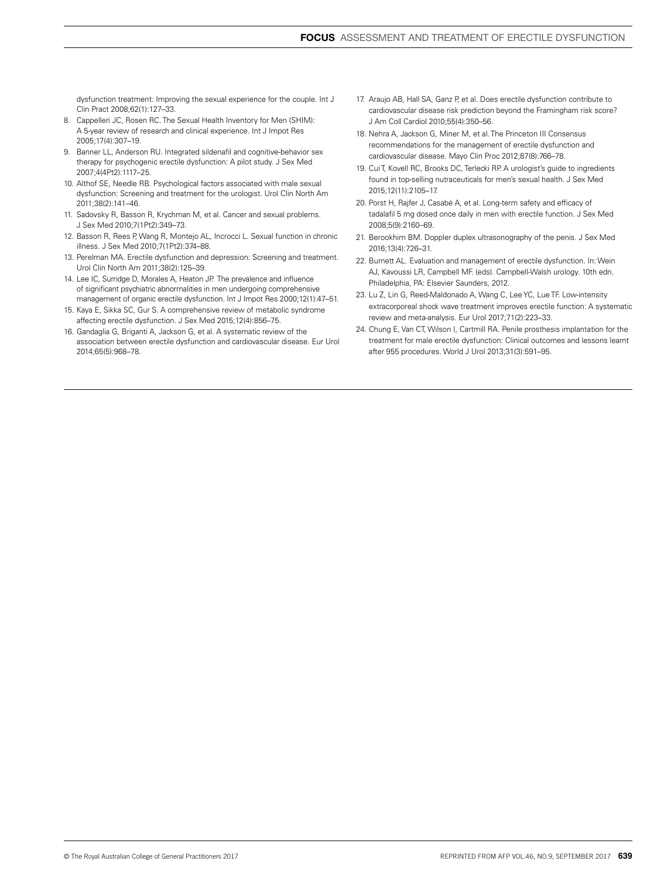dysfunction treatment: Improving the sexual experience for the couple. Int J Clin Pract 2008;62(1):127–33.

8. Cappelleri JC, Rosen RC. The Sexual Health Inventory for Men (SHIM): A 5-year review of research and clinical experience. Int J Impot Res 2005;17(4):307–19.
9. Banner LL, Anderson RU. Integrated sildenafil and cognitive-behavior sex therapy for psychogenic erectile dysfunction: A pilot study. J Sex Med 2007;4(4Pt2):1117–25.
10. Althof SE, Needle RB. Psychological factors associated with male sexual dysfunction: Screening and treatment for the urologist. Urol Clin North Am 2011;38(2):141–46.
11. Sadovsky R, Basson R, Krychman M, et al. Cancer and sexual problems. J Sex Med 2010;7(1Pt2):349–73.
12. Basson R, Rees P, Wang R, Montejo AL, Incrocci L. Sexual function in chronic illness. J Sex Med 2010;7(1Pt2):374–88.
13. Perelman MA. Erectile dysfunction and depression: Screening and treatment. Urol Clin North Am 2011;38(2):125–39.
14. Lee IC, Surridge D, Morales A, Heaton JP. The prevalence and influence of significant psychiatric abnormalities in men undergoing comprehensive management of organic erectile dysfunction. Int J Impot Res 2000;12(1):47–51.
15. Kaya E, Sikka SC, Gur S. A comprehensive review of metabolic syndrome affecting erectile dysfunction. J Sex Med 2015;12(4):856–75.
16. Gandaglia G, Briganti A, Jackson G, et al. A systematic review of the association between erectile dysfunction and cardiovascular disease. Eur Urol 2014;65(5):968–78.
17. Araujo AB, Hall SA, Ganz P, et al. Does erectile dysfunction contribute to cardiovascular disease risk prediction beyond the Framingham risk score? J Am Coll Cardiol 2010;55(4):350–56.
18. Nehra A, Jackson G, Miner M, et al. The Princeton III Consensus recommendations for the management of erectile dysfunction and cardiovascular disease. Mayo Clin Proc 2012;87(8):766–78.
19. Cui T, Kovell RC, Brooks DC, Terlecki RP. A urologist's guide to ingredients found in top-selling nutraceuticals for men's sexual health. J Sex Med 2015;12(11):2105–17.
20. Porst H, Rajfer J, Casabé A, et al. Long-term safety and efficacy of tadalafil 5 mg dosed once daily in men with erectile function. J Sex Med 2008;5(9):2160–69.
21. Berookhim BM. Doppler duplex ultrasonography of the penis. J Sex Med 2016;13(4):726–31.
22. Burnett AL. Evaluation and management of erectile dysfunction. In: Wein AJ, Kavoussi LR, Campbell MF. (eds). Campbell-Walsh urology. 10th edn. Philadelphia, PA: Elsevier Saunders, 2012.
23. Lu Z, Lin G, Reed-Maldonado A, Wang C, Lee YC, Lue TF. Low-intensity extracorporeal shock wave treatment improves erectile function: A systematic review and meta-analysis. Eur Urol 2017;71(2):223–33.
24. Chung E, Van CT, Wilson I, Cartmill RA. Penile prosthesis implantation for the treatment for male erectile dysfunction: Clinical outcomes and lessons learnt after 955 procedures. World J Urol 2013;31(3):591–95.

© The Royal Australian College of General Practitioners 2017